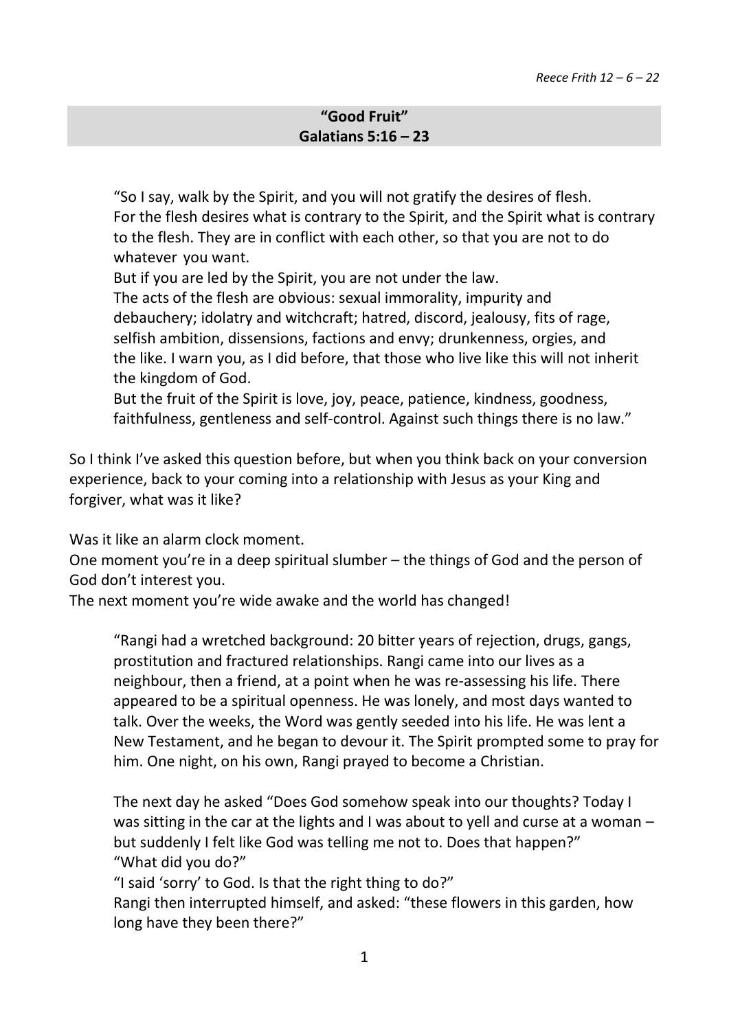*Reece Frith 12 – 6 – 22*

**“Good Fruit”**
**Galatians 5:16 – 23**

> “So I say, walk by the Spirit, and you will not gratify the desires of flesh.
> For the flesh desires what is contrary to the Spirit, and the Spirit what is contrary to the flesh. They are in conflict with each other, so that you are not to do whatever you want.
> But if you are led by the Spirit, you are not under the law.
> The acts of the flesh are obvious: sexual immorality, impurity and debauchery; idolatry and witchcraft; hatred, discord, jealousy, fits of rage, selfish ambition, dissensions, factions and envy; drunkenness, orgies, and the like. I warn you, as I did before, that those who live like this will not inherit the kingdom of God.
> But the fruit of the Spirit is love, joy, peace, patience, kindness, goodness, faithfulness, gentleness and self-control. Against such things there is no law.”

So I think I’ve asked this question before, but when you think back on your conversion experience, back to your coming into a relationship with Jesus as your King and forgiver, what was it like?

Was it like an alarm clock moment.
One moment you’re in a deep spiritual slumber – the things of God and the person of God don’t interest you.
The next moment you’re wide awake and the world has changed!

> “Rangi had a wretched background: 20 bitter years of rejection, drugs, gangs, prostitution and fractured relationships. Rangi came into our lives as a neighbour, then a friend, at a point when he was re-assessing his life. There appeared to be a spiritual openness. He was lonely, and most days wanted to talk. Over the weeks, the Word was gently seeded into his life. He was lent a New Testament, and he began to devour it. The Spirit prompted some to pray for him. One night, on his own, Rangi prayed to become a Christian.
>
> The next day he asked “Does God somehow speak into our thoughts? Today I was sitting in the car at the lights and I was about to yell and curse at a woman – but suddenly I felt like God was telling me not to. Does that happen?”
> “What did you do?”
> “I said ‘sorry’ to God. Is that the right thing to do?”
> Rangi then interrupted himself, and asked: “these flowers in this garden, how long have they been there?”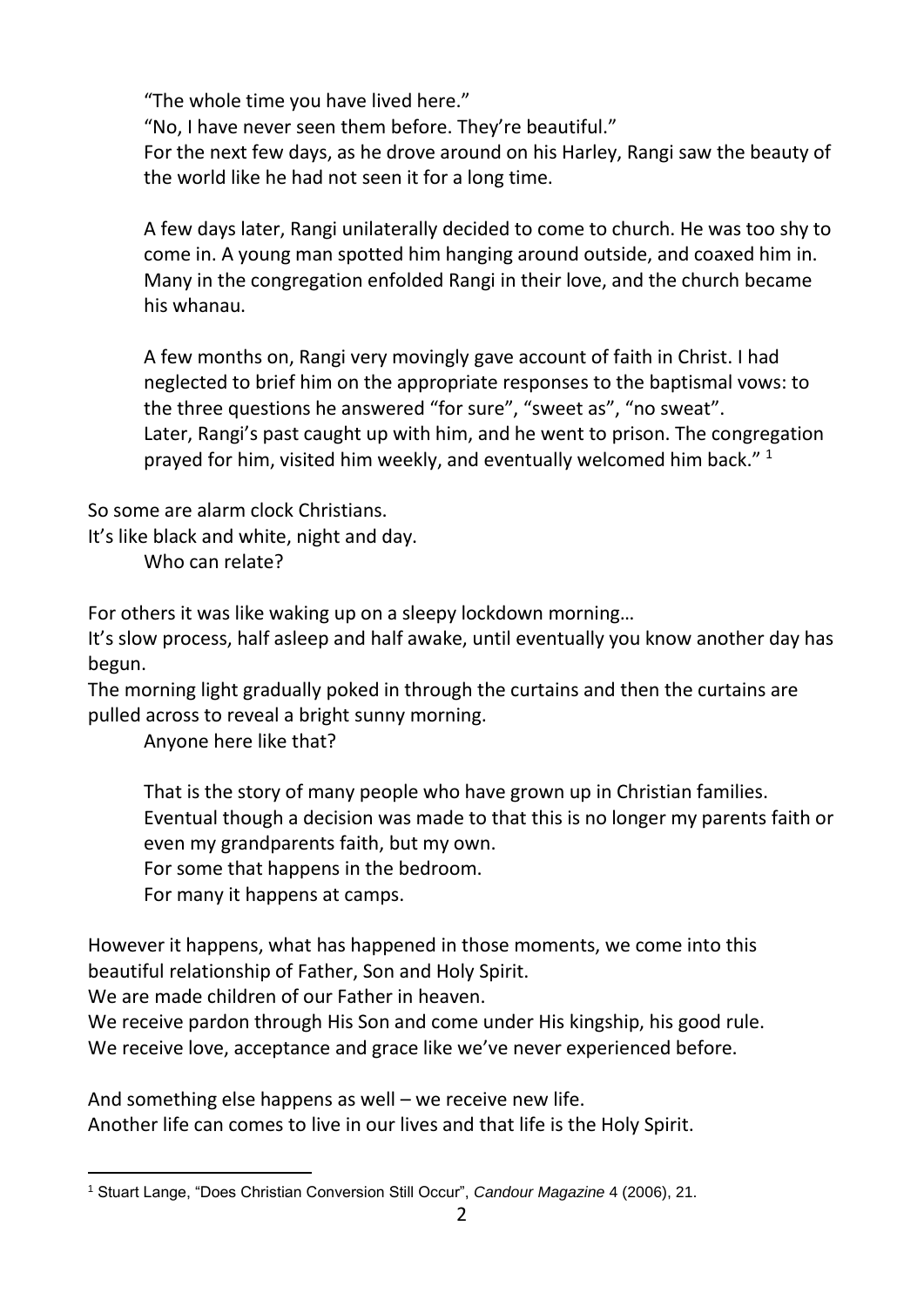"The whole time you have lived here."
"No, I have never seen them before. They're beautiful."
For the next few days, as he drove around on his Harley, Rangi saw the beauty of the world like he had not seen it for a long time.

A few days later, Rangi unilaterally decided to come to church. He was too shy to come in. A young man spotted him hanging around outside, and coaxed him in. Many in the congregation enfolded Rangi in their love, and the church became his whanau.

A few months on, Rangi very movingly gave account of faith in Christ. I had neglected to brief him on the appropriate responses to the baptismal vows: to the three questions he answered "for sure", "sweet as", "no sweat".
Later, Rangi's past caught up with him, and he went to prison. The congregation prayed for him, visited him weekly, and eventually welcomed him back." [1]

So some are alarm clock Christians.
It's like black and white, night and day.
Who can relate?

For others it was like waking up on a sleepy lockdown morning…
It's slow process, half asleep and half awake, until eventually you know another day has begun.
The morning light gradually poked in through the curtains and then the curtains are pulled across to reveal a bright sunny morning.
Anyone here like that?

That is the story of many people who have grown up in Christian families.
Eventual though a decision was made to that this is no longer my parents faith or even my grandparents faith, but my own.
For some that happens in the bedroom.
For many it happens at camps.

However it happens, what has happened in those moments, we come into this beautiful relationship of Father, Son and Holy Spirit.
We are made children of our Father in heaven.
We receive pardon through His Son and come under His kingship, his good rule.
We receive love, acceptance and grace like we've never experienced before.

And something else happens as well – we receive new life.
Another life can comes to live in our lives and that life is the Holy Spirit.

[1] Stuart Lange, "Does Christian Conversion Still Occur", *Candour Magazine* 4 (2006), 21.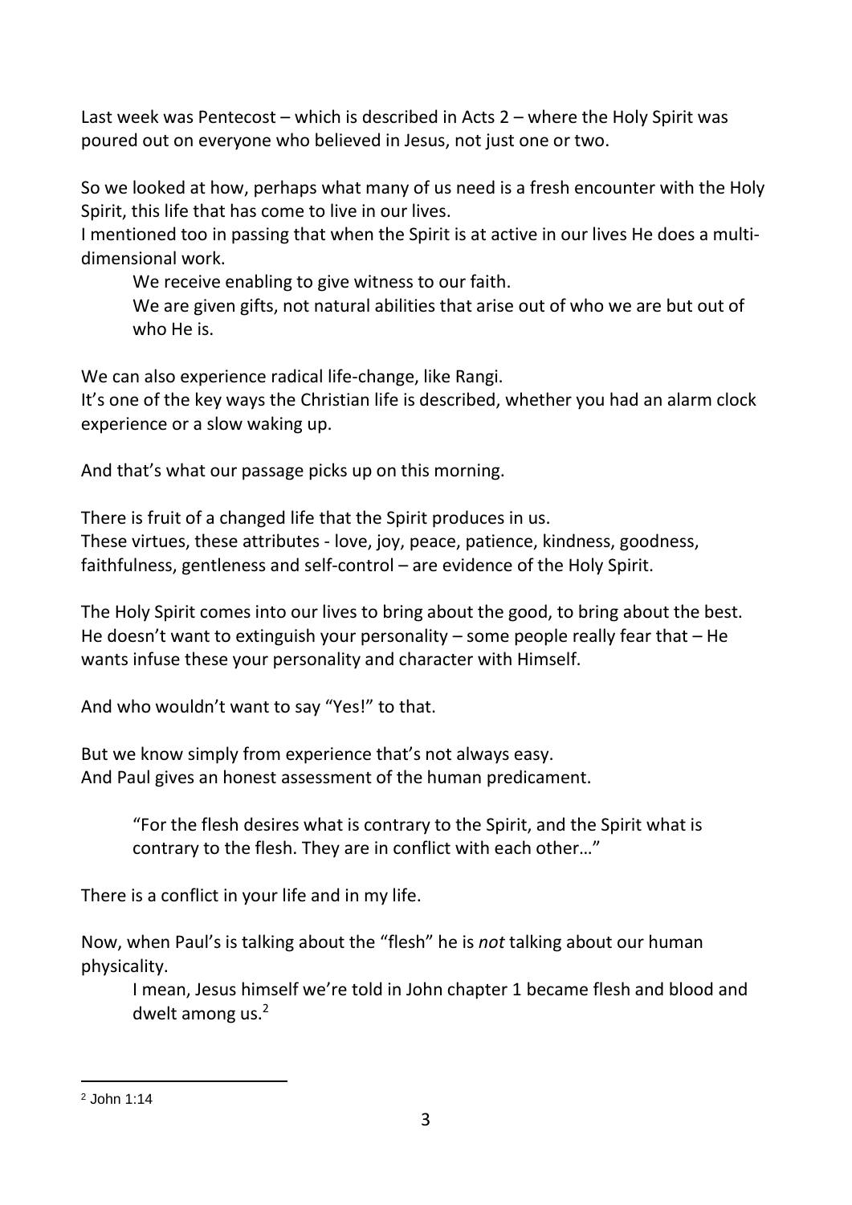Last week was Pentecost – which is described in Acts 2 – where the Holy Spirit was poured out on everyone who believed in Jesus, not just one or two.

So we looked at how, perhaps what many of us need is a fresh encounter with the Holy Spirit, this life that has come to live in our lives.
I mentioned too in passing that when the Spirit is at active in our lives He does a multi-dimensional work.

> We receive enabling to give witness to our faith.
> We are given gifts, not natural abilities that arise out of who we are but out of who He is.

We can also experience radical life-change, like Rangi.
It's one of the key ways the Christian life is described, whether you had an alarm clock experience or a slow waking up.

And that's what our passage picks up on this morning.

There is fruit of a changed life that the Spirit produces in us.
These virtues, these attributes - love, joy, peace, patience, kindness, goodness, faithfulness, gentleness and self-control – are evidence of the Holy Spirit.

The Holy Spirit comes into our lives to bring about the good, to bring about the best.
He doesn't want to extinguish your personality – some people really fear that – He wants infuse these your personality and character with Himself.

And who wouldn't want to say "Yes!" to that.

But we know simply from experience that's not always easy.
And Paul gives an honest assessment of the human predicament.

> "For the flesh desires what is contrary to the Spirit, and the Spirit what is contrary to the flesh. They are in conflict with each other…"

There is a conflict in your life and in my life.

Now, when Paul's is talking about the "flesh" he is *not* talking about our human physicality.

> I mean, Jesus himself we're told in John chapter 1 became flesh and blood and dwelt among us.[2]

---

[2] John 1:14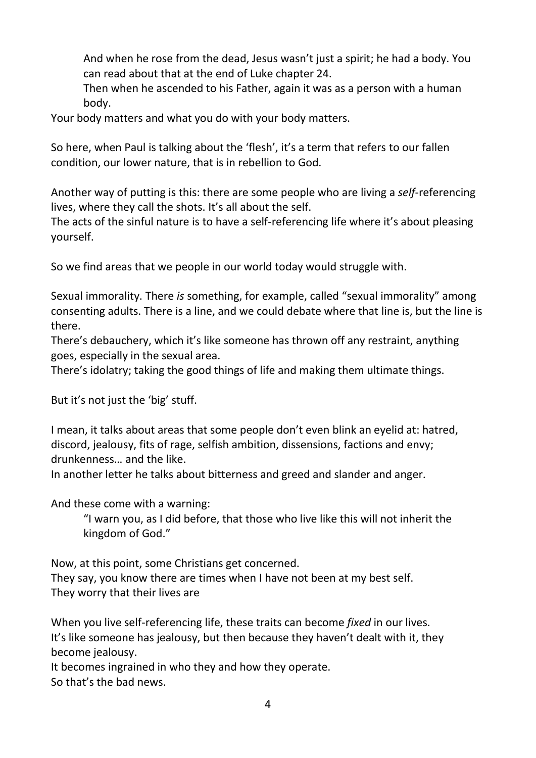> And when he rose from the dead, Jesus wasn't just a spirit; he had a body. You can read about that at the end of Luke chapter 24.
> Then when he ascended to his Father, again it was as a person with a human body.

Your body matters and what you do with your body matters.

So here, when Paul is talking about the 'flesh', it's a term that refers to our fallen condition, our lower nature, that is in rebellion to God.

Another way of putting is this: there are some people who are living a *self*-referencing lives, where they call the shots. It's all about the self.
The acts of the sinful nature is to have a self-referencing life where it's about pleasing yourself.

So we find areas that we people in our world today would struggle with.

Sexual immorality. There *is* something, for example, called "sexual immorality" among consenting adults. There is a line, and we could debate where that line is, but the line is there.
There's debauchery, which it's like someone has thrown off any restraint, anything goes, especially in the sexual area.
There's idolatry; taking the good things of life and making them ultimate things.

But it's not just the 'big' stuff.

I mean, it talks about areas that some people don't even blink an eyelid at: hatred, discord, jealousy, fits of rage, selfish ambition, dissensions, factions and envy; drunkenness… and the like.
In another letter he talks about bitterness and greed and slander and anger.

And these come with a warning:

> "I warn you, as I did before, that those who live like this will not inherit the kingdom of God."

Now, at this point, some Christians get concerned.
They say, you know there are times when I have not been at my best self.
They worry that their lives are

When you live self-referencing life, these traits can become *fixed* in our lives.
It's like someone has jealousy, but then because they haven't dealt with it, they become jealousy.
It becomes ingrained in who they and how they operate.
So that's the bad news.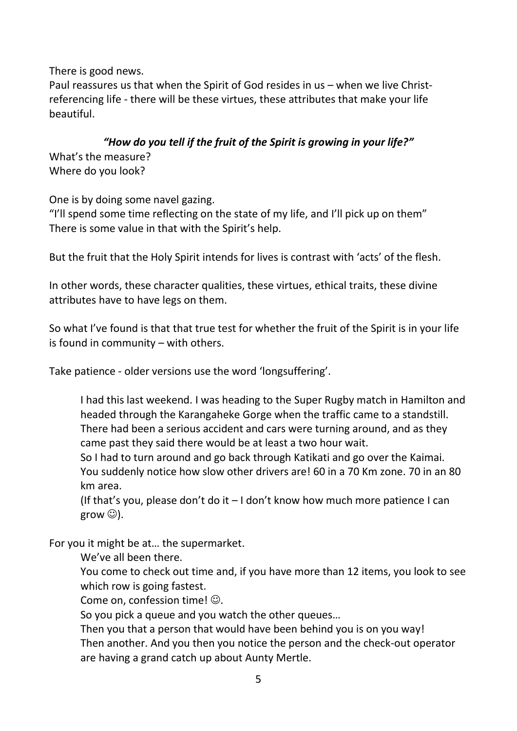There is good news.
Paul reassures us that when the Spirit of God resides in us – when we live Christ-referencing life - there will be these virtues, these attributes that make your life beautiful.

***"How do you tell if the fruit of the Spirit is growing in your life?"***

What's the measure?
Where do you look?

One is by doing some navel gazing.
"I'll spend some time reflecting on the state of my life, and I'll pick up on them"
There is some value in that with the Spirit's help.

But the fruit that the Holy Spirit intends for lives is contrast with 'acts' of the flesh.

In other words, these character qualities, these virtues, ethical traits, these divine attributes have to have legs on them.

So what I've found is that that true test for whether the fruit of the Spirit is in your life is found in community – with others.

Take patience - older versions use the word 'longsuffering'.

> I had this last weekend. I was heading to the Super Rugby match in Hamilton and headed through the Karangaheke Gorge when the traffic came to a standstill. There had been a serious accident and cars were turning around, and as they came past they said there would be at least a two hour wait.
> So I had to turn around and go back through Katikati and go over the Kaimai. You suddenly notice how slow other drivers are! 60 in a 70 Km zone. 70 in an 80 km area.
> (If that's you, please don't do it – I don't know how much more patience I can grow ☺).

For you it might be at… the supermarket.

> We've all been there.
> You come to check out time and, if you have more than 12 items, you look to see which row is going fastest.
> Come on, confession time! ☺.
> So you pick a queue and you watch the other queues…
> Then you that a person that would have been behind you is on you way!
> Then another. And you then you notice the person and the check-out operator are having a grand catch up about Aunty Mertle.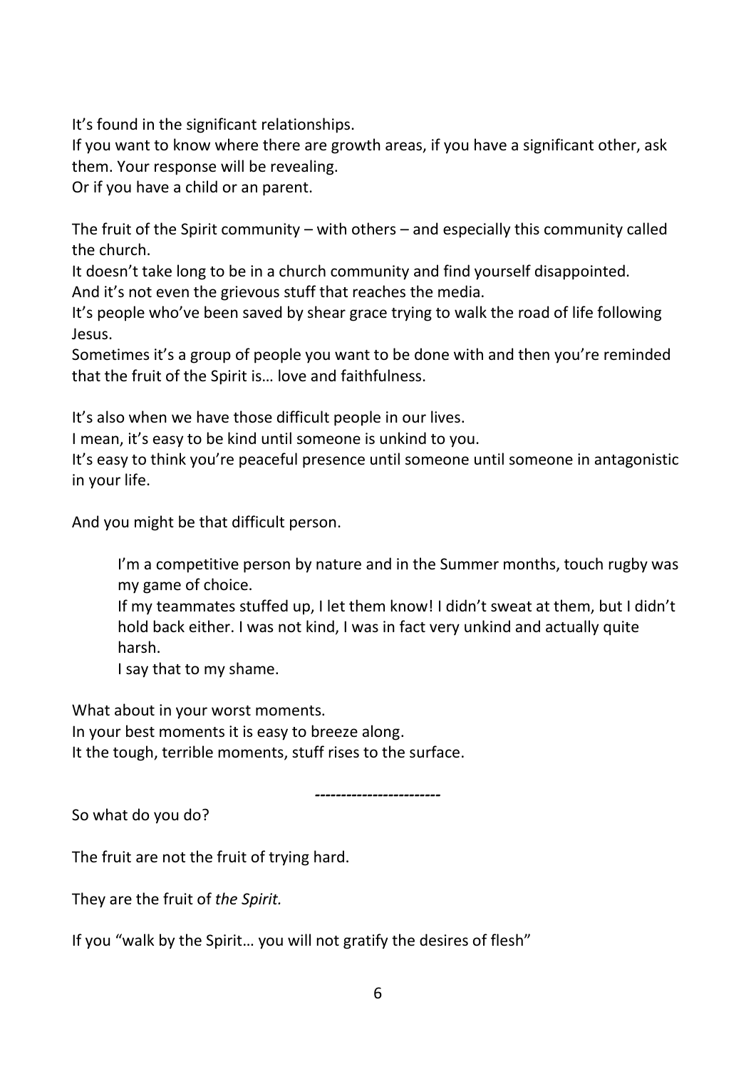It's found in the significant relationships.
If you want to know where there are growth areas, if you have a significant other, ask them. Your response will be revealing.
Or if you have a child or an parent.

The fruit of the Spirit community – with others – and especially this community called the church.
It doesn't take long to be in a church community and find yourself disappointed.
And it's not even the grievous stuff that reaches the media.
It's people who've been saved by shear grace trying to walk the road of life following Jesus.
Sometimes it's a group of people you want to be done with and then you're reminded that the fruit of the Spirit is… love and faithfulness.

It's also when we have those difficult people in our lives.
I mean, it's easy to be kind until someone is unkind to you.
It's easy to think you're peaceful presence until someone until someone in antagonistic in your life.

And you might be that difficult person.

> I'm a competitive person by nature and in the Summer months, touch rugby was my game of choice.
> If my teammates stuffed up, I let them know! I didn't sweat at them, but I didn't hold back either. I was not kind, I was in fact very unkind and actually quite harsh.
> I say that to my shame.

What about in your worst moments.
In your best moments it is easy to breeze along.
It the tough, terrible moments, stuff rises to the surface.

------------------------

So what do you do?

The fruit are not the fruit of trying hard.

They are the fruit of *the Spirit.*

If you "walk by the Spirit… you will not gratify the desires of flesh"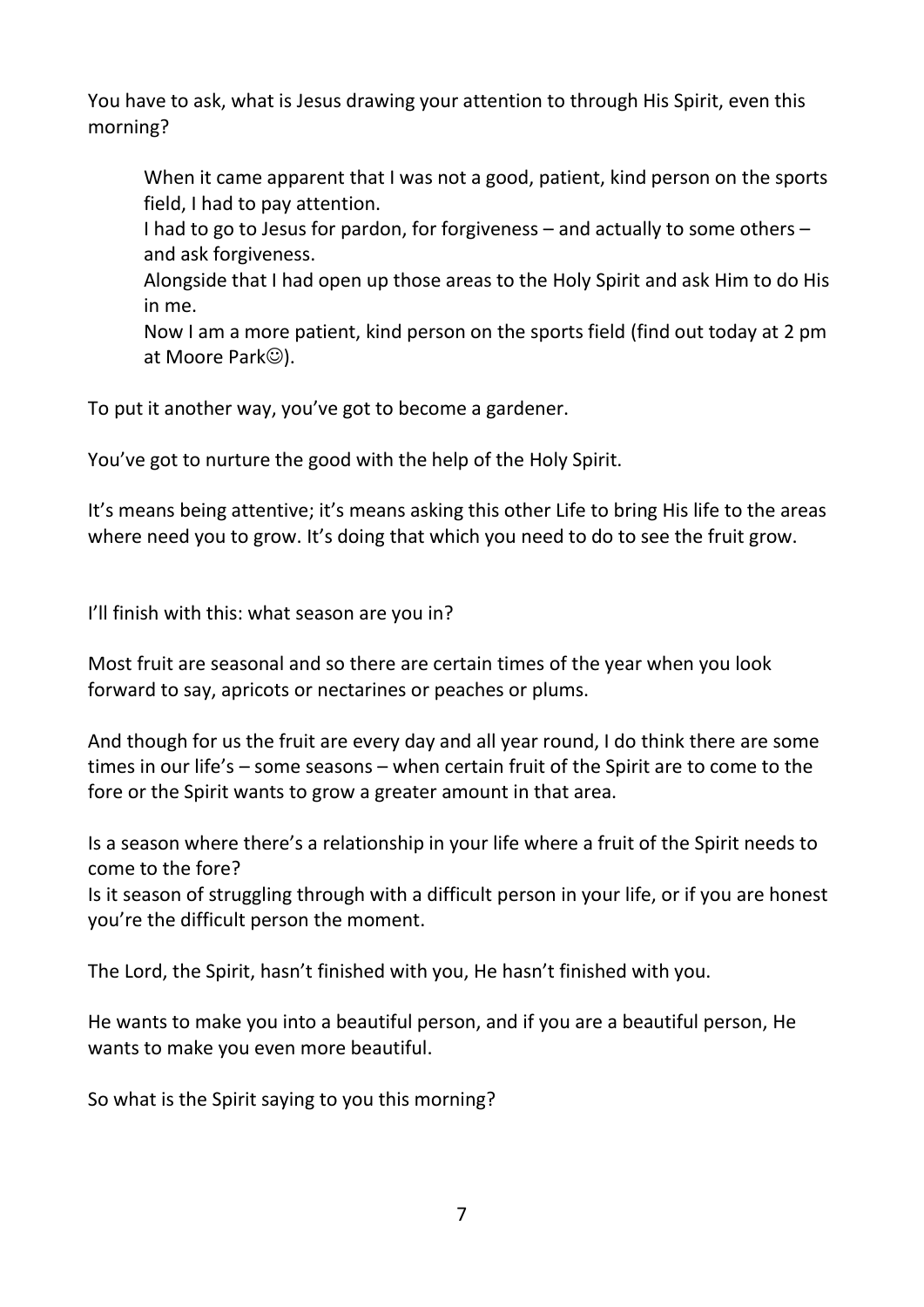You have to ask, what is Jesus drawing your attention to through His Spirit, even this morning?

> When it came apparent that I was not a good, patient, kind person on the sports field, I had to pay attention.
> I had to go to Jesus for pardon, for forgiveness – and actually to some others – and ask forgiveness.
> Alongside that I had open up those areas to the Holy Spirit and ask Him to do His in me.
> Now I am a more patient, kind person on the sports field (find out today at 2 pm at Moore Park☺).

To put it another way, you've got to become a gardener.

You've got to nurture the good with the help of the Holy Spirit.

It's means being attentive; it's means asking this other Life to bring His life to the areas where need you to grow. It's doing that which you need to do to see the fruit grow.

I'll finish with this: what season are you in?

Most fruit are seasonal and so there are certain times of the year when you look forward to say, apricots or nectarines or peaches or plums.

And though for us the fruit are every day and all year round, I do think there are some times in our life's – some seasons – when certain fruit of the Spirit are to come to the fore or the Spirit wants to grow a greater amount in that area.

Is a season where there's a relationship in your life where a fruit of the Spirit needs to come to the fore?
Is it season of struggling through with a difficult person in your life, or if you are honest you're the difficult person the moment.

The Lord, the Spirit, hasn't finished with you, He hasn't finished with you.

He wants to make you into a beautiful person, and if you are a beautiful person, He wants to make you even more beautiful.

So what is the Spirit saying to you this morning?